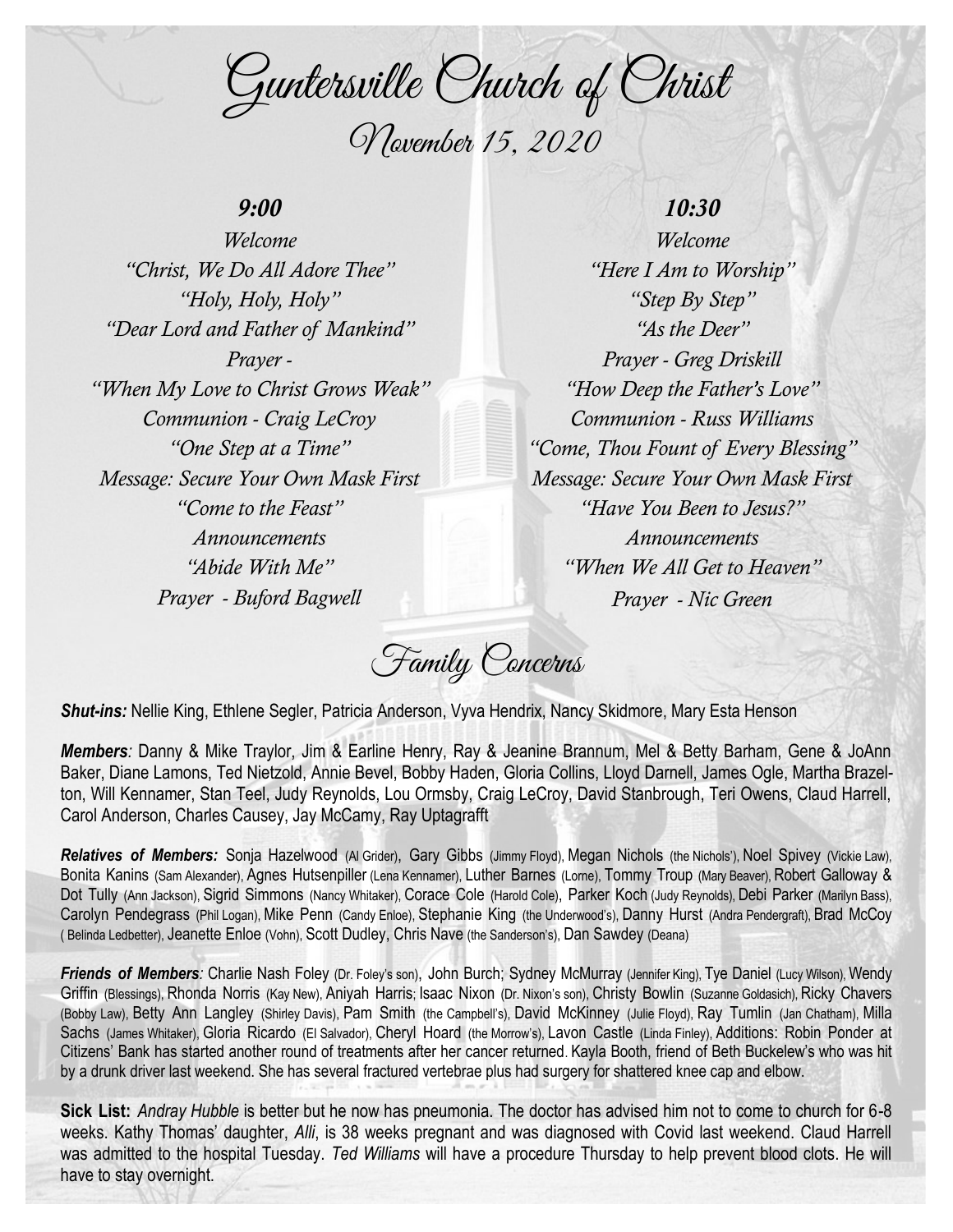# Guntersville Church of Christ

## November 15, 2020

### 9:00

*Welcome*
*"Christ, We Do All Adore Thee"*
*"Holy, Holy, Holy"*
*"Dear Lord and Father of Mankind"*
*Prayer -*
*"When My Love to Christ Grows Weak"*
*Communion - Craig LeCroy*
*"One Step at a Time"*
*Message: Secure Your Own Mask First*
*"Come to the Feast"*
*Announcements*
*"Abide With Me"*
*Prayer - Buford Bagwell*

### 10:30

*Welcome*
*"Here I Am to Worship"*
*"Step By Step"*
*"As the Deer"*
*Prayer - Greg Driskill*
*"How Deep the Father's Love"*
*Communion - Russ Williams*
*"Come, Thou Fount of Every Blessing"*
*Message: Secure Your Own Mask First*
*"Have You Been to Jesus?"*
*Announcements*
*"When We All Get to Heaven"*
*Prayer - Nic Green*

## Family Concerns

***Shut-ins:*** Nellie King, Ethlene Segler, Patricia Anderson, Vyva Hendrix, Nancy Skidmore, Mary Esta Henson

***Members**:* Danny & Mike Traylor, Jim & Earline Henry, Ray & Jeanine Brannum, Mel & Betty Barham, Gene & JoAnn Baker, Diane Lamons, Ted Nietzold, Annie Bevel, Bobby Haden, Gloria Collins, Lloyd Darnell, James Ogle, Martha Brazelton, Will Kennamer, Stan Teel, Judy Reynolds, Lou Ormsby, Craig LeCroy, David Stanbrough, Teri Owens, Claud Harrell, Carol Anderson, Charles Causey, Jay McCamy, Ray Uptagrafft

***Relatives of Members:*** Sonja Hazelwood (Al Grider), Gary Gibbs (Jimmy Floyd), Megan Nichols (the Nichols'), Noel Spivey (Vickie Law), Bonita Kanins (Sam Alexander), Agnes Hutsenpiller (Lena Kennamer), Luther Barnes (Lorne), Tommy Troup (Mary Beaver), Robert Galloway & Dot Tully (Ann Jackson), Sigrid Simmons (Nancy Whitaker), Corace Cole (Harold Cole), Parker Koch (Judy Reynolds), Debi Parker (Marilyn Bass), Carolyn Pendegrass (Phil Logan), Mike Penn (Candy Enloe), Stephanie King (the Underwood's), Danny Hurst (Andra Pendergraft), Brad McCoy ( Belinda Ledbetter), Jeanette Enloe (Vohn), Scott Dudley, Chris Nave (the Sanderson's), Dan Sawdey (Deana)

***Friends of Members**:* Charlie Nash Foley (Dr. Foley's son), John Burch; Sydney McMurray (Jennifer King), Tye Daniel (Lucy Wilson), Wendy Griffin (Blessings), Rhonda Norris (Kay New), Aniyah Harris; Isaac Nixon (Dr. Nixon's son), Christy Bowlin (Suzanne Goldasich), Ricky Chavers (Bobby Law), Betty Ann Langley (Shirley Davis), Pam Smith (the Campbell's), David McKinney (Julie Floyd), Ray Tumlin (Jan Chatham), Milla Sachs (James Whitaker), Gloria Ricardo (El Salvador), Cheryl Hoard (the Morrow's), Lavon Castle (Linda Finley), Additions: Robin Ponder at Citizens' Bank has started another round of treatments after her cancer returned. Kayla Booth, friend of Beth Buckelew's who was hit by a drunk driver last weekend. She has several fractured vertebrae plus had surgery for shattered knee cap and elbow.

**Sick List:** *Andray Hubble* is better but he now has pneumonia. The doctor has advised him not to come to church for 6-8 weeks. Kathy Thomas' daughter, *Alli*, is 38 weeks pregnant and was diagnosed with Covid last weekend. Claud Harrell was admitted to the hospital Tuesday. *Ted Williams* will have a procedure Thursday to help prevent blood clots. He will have to stay overnight.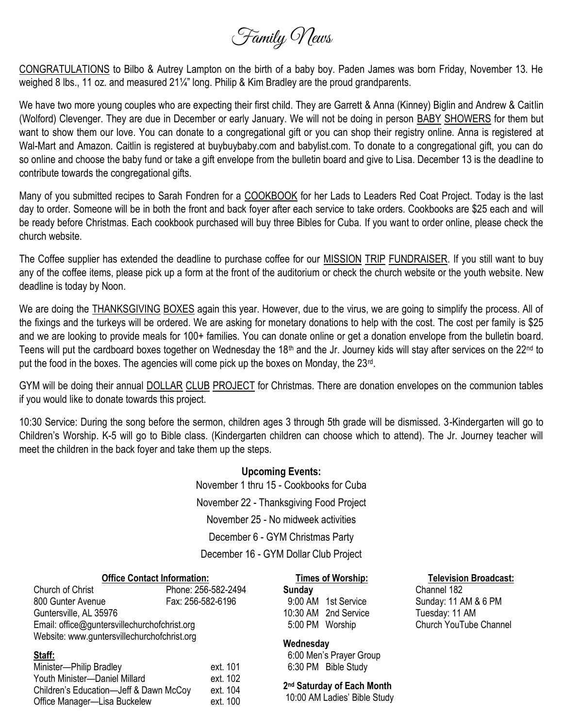# Family News

CONGRATULATIONS to Bilbo & Autrey Lampton on the birth of a baby boy. Paden James was born Friday, November 13. He weighed 8 lbs., 11 oz. and measured 21¼" long. Philip & Kim Bradley are the proud grandparents.

We have two more young couples who are expecting their first child. They are Garrett & Anna (Kinney) Biglin and Andrew & Caitlin (Wolford) Clevenger. They are due in December or early January. We will not be doing in person BABY SHOWERS for them but want to show them our love. You can donate to a congregational gift or you can shop their registry online. Anna is registered at Wal-Mart and Amazon. Caitlin is registered at buybuybaby.com and babylist.com. To donate to a congregational gift, you can do so online and choose the baby fund or take a gift envelope from the bulletin board and give to Lisa. December 13 is the deadline to contribute towards the congregational gifts.

Many of you submitted recipes to Sarah Fondren for a COOKBOOK for her Lads to Leaders Red Coat Project. Today is the last day to order. Someone will be in both the front and back foyer after each service to take orders. Cookbooks are $25 each and will be ready before Christmas. Each cookbook purchased will buy three Bibles for Cuba. If you want to order online, please check the church website.

The Coffee supplier has extended the deadline to purchase coffee for our MISSION TRIP FUNDRAISER. If you still want to buy any of the coffee items, please pick up a form at the front of the auditorium or check the church website or the youth website. New deadline is today by Noon.

We are doing the THANKSGIVING BOXES again this year. However, due to the virus, we are going to simplify the process. All of the fixings and the turkeys will be ordered. We are asking for monetary donations to help with the cost. The cost per family is $25 and we are looking to provide meals for 100+ families. You can donate online or get a donation envelope from the bulletin board. Teens will put the cardboard boxes together on Wednesday the 18th and the Jr. Journey kids will stay after services on the 22nd to put the food in the boxes. The agencies will come pick up the boxes on Monday, the 23rd.

GYM will be doing their annual DOLLAR CLUB PROJECT for Christmas. There are donation envelopes on the communion tables if you would like to donate towards this project.

10:30 Service: During the song before the sermon, children ages 3 through 5th grade will be dismissed. 3-Kindergarten will go to Children's Worship. K-5 will go to Bible class. (Kindergarten children can choose which to attend). The Jr. Journey teacher will meet the children in the back foyer and take them up the steps.

**Upcoming Events:**

November 1 thru 15 - Cookbooks for Cuba

November 22 - Thanksgiving Food Project

November 25 - No midweek activities

December 6 - GYM Christmas Party

December 16 - GYM Dollar Club Project

**Office Contact Information:**

Church of Christ — Phone: 256-582-2494
800 Gunter Avenue — Fax: 256-582-6196
Guntersville, AL 35976
Email: office@guntersvillechurchofchrist.org
Website: www.guntersvillechurchofchrist.org

**Staff:**

| | |
|---|---|
| Minister—Philip Bradley | ext. 101 |
| Youth Minister—Daniel Millard | ext. 102 |
| Children's Education—Jeff & Dawn McCoy | ext. 104 |
| Office Manager—Lisa Buckelew | ext. 100 |

**Times of Worship:**

**Sunday**
9:00 AM 1st Service
10:30 AM 2nd Service
5:00 PM Worship

**Wednesday**
6:00 Men's Prayer Group
6:30 PM Bible Study

**2nd Saturday of Each Month**
10:00 AM Ladies' Bible Study

**Television Broadcast:**

Channel 182
Sunday: 11 AM & 6 PM
Tuesday: 11 AM
Church YouTube Channel